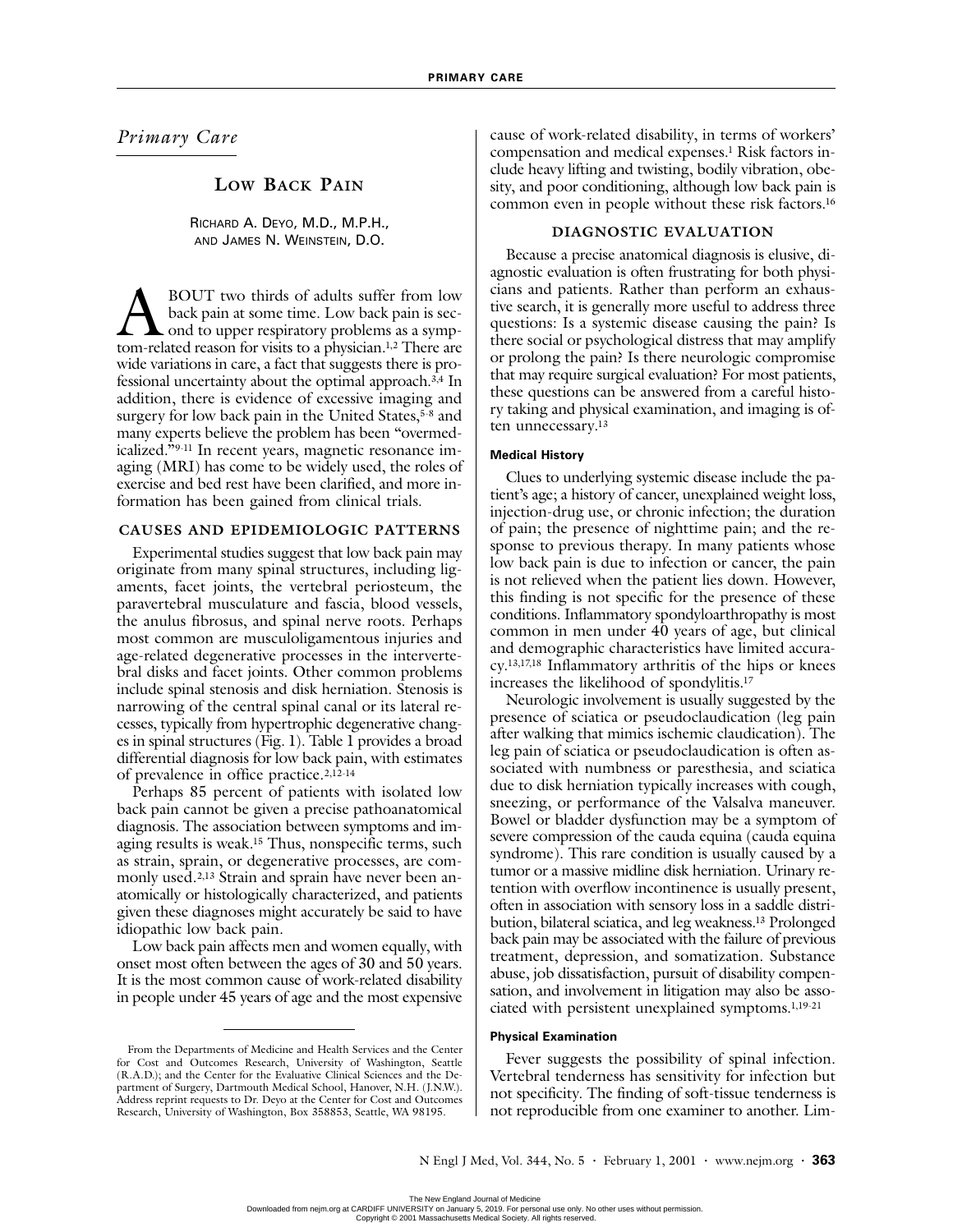*Primary Care*

# Low Back Pain

Richard A. Deyo, M.D., M.P.H., and James N. Weinstein, D.O.

About two thirds of adults suffer from low back pain at some time. Low back pain is second to upper respiratory problems as a symptom-related reason for visits to a physician.[1,2] There are wide variations in care, a fact that suggests there is professional uncertainty about the optimal approach.[3,4] In addition, there is evidence of excessive imaging and surgery for low back pain in the United States,[5-8] and many experts believe the problem has been "overmedicalized."[9-11] In recent years, magnetic resonance imaging (MRI) has come to be widely used, the roles of exercise and bed rest have been clarified, and more information has been gained from clinical trials.

## Causes and Epidemiologic Patterns

Experimental studies suggest that low back pain may originate from many spinal structures, including ligaments, facet joints, the vertebral periosteum, the paravertebral musculature and fascia, blood vessels, the anulus fibrosus, and spinal nerve roots. Perhaps most common are musculoligamentous injuries and age-related degenerative processes in the intervertebral disks and facet joints. Other common problems include spinal stenosis and disk herniation. Stenosis is narrowing of the central spinal canal or its lateral recesses, typically from hypertrophic degenerative changes in spinal structures (Fig. 1). Table 1 provides a broad differential diagnosis for low back pain, with estimates of prevalence in office practice.[2,12-14]

Perhaps 85 percent of patients with isolated low back pain cannot be given a precise pathoanatomical diagnosis. The association between symptoms and imaging results is weak.[15] Thus, nonspecific terms, such as strain, sprain, or degenerative processes, are commonly used.[2,13] Strain and sprain have never been anatomically or histologically characterized, and patients given these diagnoses might accurately be said to have idiopathic low back pain.

Low back pain affects men and women equally, with onset most often between the ages of 30 and 50 years. It is the most common cause of work-related disability in people under 45 years of age and the most expensive cause of work-related disability, in terms of workers' compensation and medical expenses.[1] Risk factors include heavy lifting and twisting, bodily vibration, obesity, and poor conditioning, although low back pain is common even in people without these risk factors.[16]

## Diagnostic Evaluation

Because a precise anatomical diagnosis is elusive, diagnostic evaluation is often frustrating for both physicians and patients. Rather than perform an exhaustive search, it is generally more useful to address three questions: Is a systemic disease causing the pain? Is there social or psychological distress that may amplify or prolong the pain? Is there neurologic compromise that may require surgical evaluation? For most patients, these questions can be answered from a careful history taking and physical examination, and imaging is often unnecessary.[13]

### Medical History

Clues to underlying systemic disease include the patient's age; a history of cancer, unexplained weight loss, injection-drug use, or chronic infection; the duration of pain; the presence of nighttime pain; and the response to previous therapy. In many patients whose low back pain is due to infection or cancer, the pain is not relieved when the patient lies down. However, this finding is not specific for the presence of these conditions. Inflammatory spondyloarthropathy is most common in men under 40 years of age, but clinical and demographic characteristics have limited accuracy.[13,17,18] Inflammatory arthritis of the hips or knees increases the likelihood of spondylitis.[17]

Neurologic involvement is usually suggested by the presence of sciatica or pseudoclaudication (leg pain after walking that mimics ischemic claudication). The leg pain of sciatica or pseudoclaudication is often associated with numbness or paresthesia, and sciatica due to disk herniation typically increases with cough, sneezing, or performance of the Valsalva maneuver. Bowel or bladder dysfunction may be a symptom of severe compression of the cauda equina (cauda equina syndrome). This rare condition is usually caused by a tumor or a massive midline disk herniation. Urinary retention with overflow incontinence is usually present, often in association with sensory loss in a saddle distribution, bilateral sciatica, and leg weakness.[13] Prolonged back pain may be associated with the failure of previous treatment, depression, and somatization. Substance abuse, job dissatisfaction, pursuit of disability compensation, and involvement in litigation may also be associated with persistent unexplained symptoms.[1,19-21]

### Physical Examination

Fever suggests the possibility of spinal infection. Vertebral tenderness has sensitivity for infection but not specificity. The finding of soft-tissue tenderness is not reproducible from one examiner to another. Lim-

From the Departments of Medicine and Health Services and the Center for Cost and Outcomes Research, University of Washington, Seattle (R.A.D.); and the Center for the Evaluative Clinical Sciences and the Department of Surgery, Dartmouth Medical School, Hanover, N.H. (J.N.W.). Address reprint requests to Dr. Deyo at the Center for Cost and Outcomes Research, University of Washington, Box 358853, Seattle, WA 98195.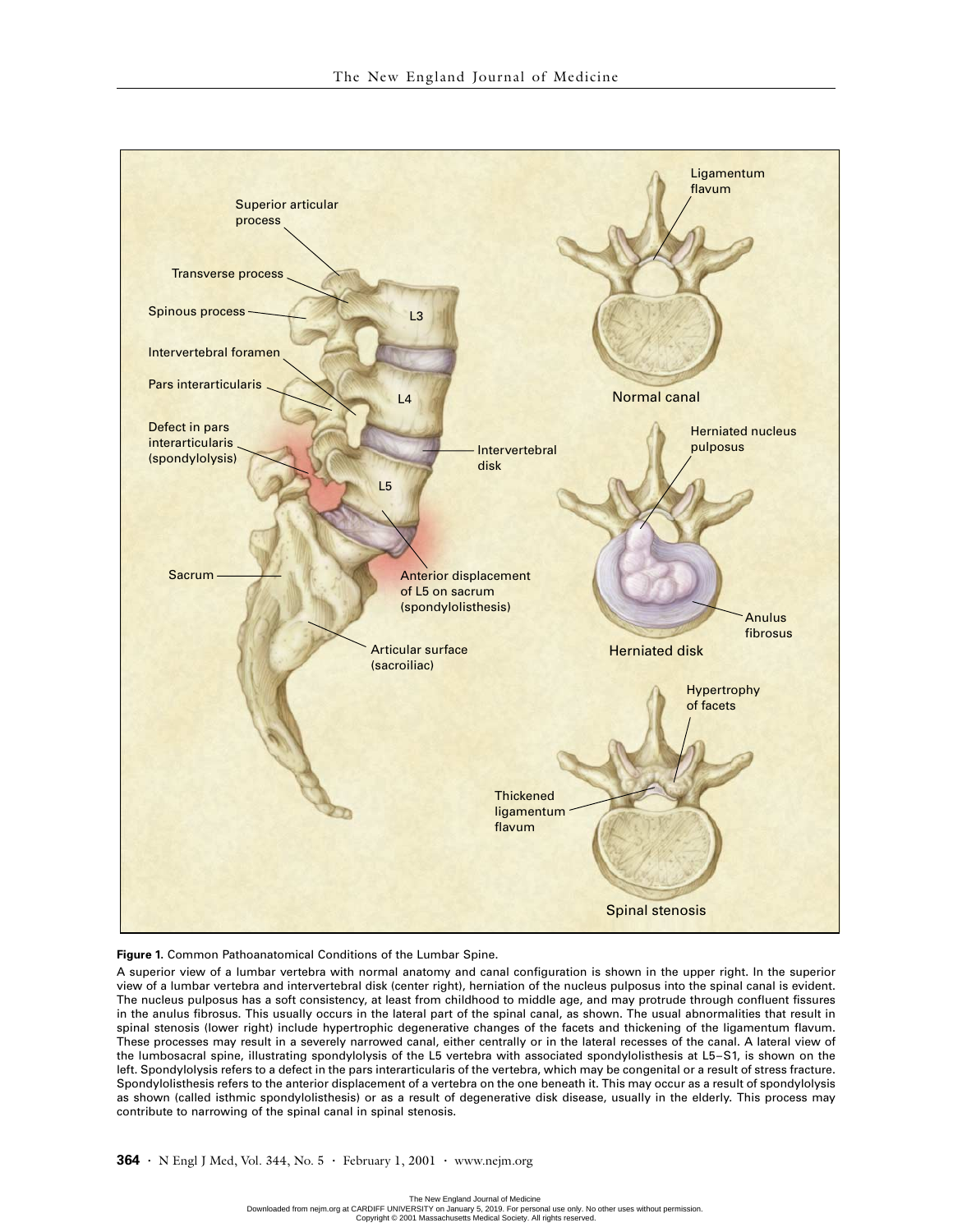**Figure 1.** Common Pathoanatomical Conditions of the Lumbar Spine.

A superior view of a lumbar vertebra with normal anatomy and canal configuration is shown in the upper right. In the superior view of a lumbar vertebra and intervertebral disk (center right), herniation of the nucleus pulposus into the spinal canal is evident. The nucleus pulposus has a soft consistency, at least from childhood to middle age, and may protrude through confluent fissures in the anulus fibrosus. This usually occurs in the lateral part of the spinal canal, as shown. The usual abnormalities that result in spinal stenosis (lower right) include hypertrophic degenerative changes of the facets and thickening of the ligamentum flavum. These processes may result in a severely narrowed canal, either centrally or in the lateral recesses of the canal. A lateral view of the lumbosacral spine, illustrating spondylolysis of the L5 vertebra with associated spondylolisthesis at L5–S1, is shown on the left. Spondylolysis refers to a defect in the pars interarticularis of the vertebra, which may be congenital or a result of stress fracture. Spondylolisthesis refers to the anterior displacement of a vertebra on the one beneath it. This may occur as a result of spondylolysis as shown (called isthmic spondylolisthesis) or as a result of degenerative disk disease, usually in the elderly. This process may contribute to narrowing of the spinal canal in spinal stenosis.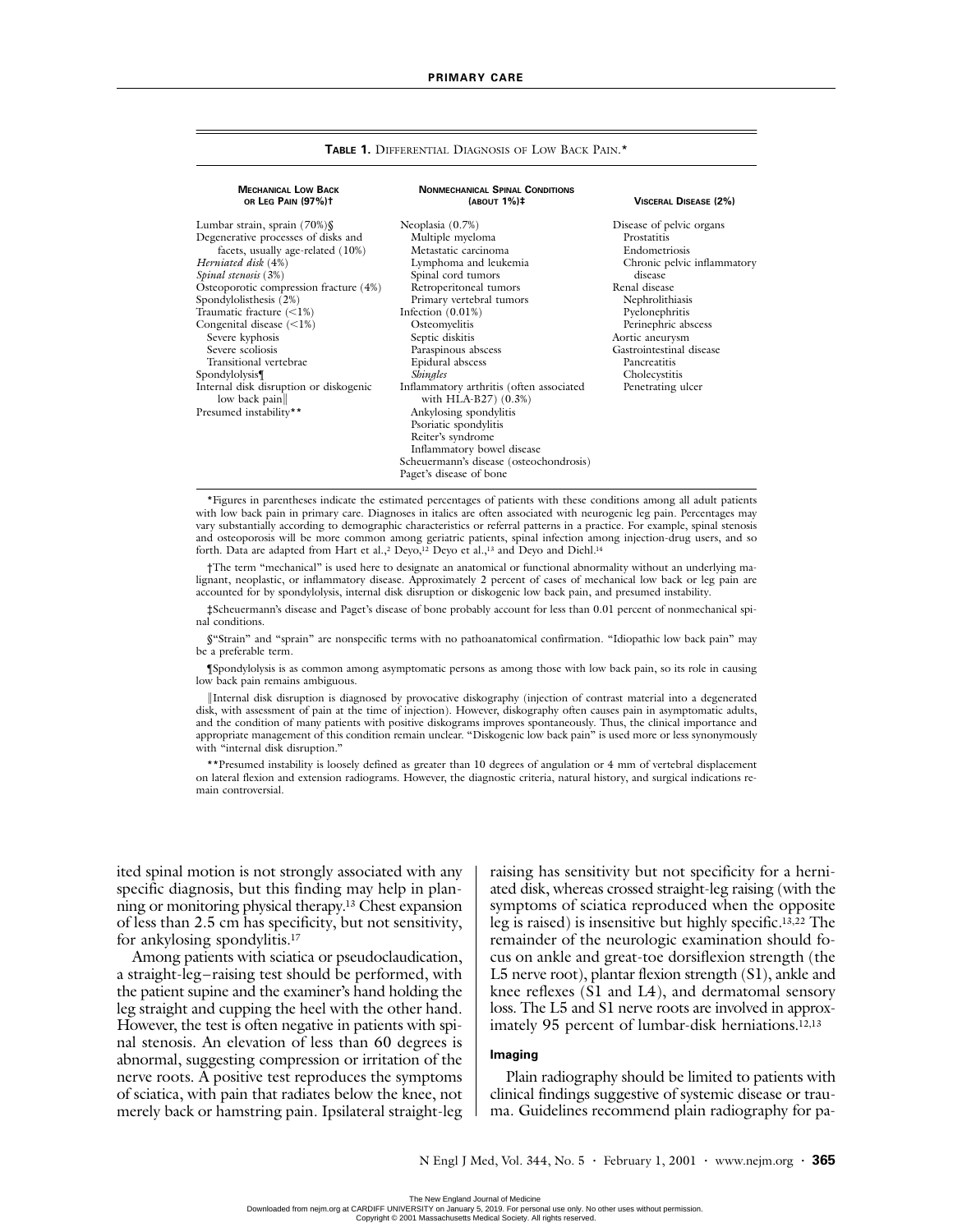**TABLE 1.** DIFFERENTIAL DIAGNOSIS OF LOW BACK PAIN.*

| MECHANICAL LOW BACK OR LEG PAIN (97%)† | NONMECHANICAL SPINAL CONDITIONS (ABOUT 1%)‡ | VISCERAL DISEASE (2%) |
|---|---|---|
| Lumbar strain, sprain (70%)§ | Neoplasia (0.7%) | Disease of pelvic organs |
| Degenerative processes of disks and facets, usually age-related (10%) | Multiple myeloma | Prostatitis |
| *Herniated disk* (4%) | Metastatic carcinoma | Endometriosis |
| *Spinal stenosis* (3%) | Lymphoma and leukemia | Chronic pelvic inflammatory disease |
| Osteoporotic compression fracture (4%) | Spinal cord tumors | Renal disease |
| Spondylolisthesis (2%) | Retroperitoneal tumors | Nephrolithiasis |
| Traumatic fracture (<1%) | Primary vertebral tumors | Pyelonephritis |
| Congenital disease (<1%) | Infection (0.01%) | Perinephric abscess |
| Severe kyphosis | Osteomyelitis | Aortic aneurysm |
| Severe scoliosis | Septic diskitis | Gastrointestinal disease |
| Transitional vertebrae | Paraspinous abscess | Pancreatitis |
| Spondylolysis¶ | Epidural abscess | Cholecystitis |
| Internal disk disruption or diskogenic low back pain‖ | *Shingles* | Penetrating ulcer |
| Presumed instability** | Inflammatory arthritis (often associated with HLA-B27) (0.3%) | |
| | Ankylosing spondylitis | |
| | Psoriatic spondylitis | |
| | Reiter's syndrome | |
| | Inflammatory bowel disease | |
| | Scheuermann's disease (osteochondrosis) | |
| | Paget's disease of bone | |

*Figures in parentheses indicate the estimated percentages of patients with these conditions among all adult patients with low back pain in primary care. Diagnoses in italics are often associated with neurogenic leg pain. Percentages may vary substantially according to demographic characteristics or referral patterns in a practice. For example, spinal stenosis and osteoporosis will be more common among geriatric patients, spinal infection among injection-drug users, and so forth. Data are adapted from Hart et al.,[2] Deyo,[12] Deyo et al.,[13] and Deyo and Diehl.[14]

†The term "mechanical" is used here to designate an anatomical or functional abnormality without an underlying malignant, neoplastic, or inflammatory disease. Approximately 2 percent of cases of mechanical low back or leg pain are accounted for by spondylolysis, internal disk disruption or diskogenic low back pain, and presumed instability.

‡Scheuermann's disease and Paget's disease of bone probably account for less than 0.01 percent of nonmechanical spinal conditions.

§"Strain" and "sprain" are nonspecific terms with no pathoanatomical confirmation. "Idiopathic low back pain" may be a preferable term.

¶Spondylolysis is as common among asymptomatic persons as among those with low back pain, so its role in causing low back pain remains ambiguous.

‖Internal disk disruption is diagnosed by provocative diskography (injection of contrast material into a degenerated disk, with assessment of pain at the time of injection). However, diskography often causes pain in asymptomatic adults, and the condition of many patients with positive diskograms improves spontaneously. Thus, the clinical importance and appropriate management of this condition remain unclear. "Diskogenic low back pain" is used more or less synonymously with "internal disk disruption."

**Presumed instability is loosely defined as greater than 10 degrees of angulation or 4 mm of vertebral displacement on lateral flexion and extension radiograms. However, the diagnostic criteria, natural history, and surgical indications remain controversial.

ited spinal motion is not strongly associated with any specific diagnosis, but this finding may help in planning or monitoring physical therapy.[13] Chest expansion of less than 2.5 cm has specificity, but not sensitivity, for ankylosing spondylitis.[17]

Among patients with sciatica or pseudoclaudication, a straight-leg–raising test should be performed, with the patient supine and the examiner's hand holding the leg straight and cupping the heel with the other hand. However, the test is often negative in patients with spinal stenosis. An elevation of less than 60 degrees is abnormal, suggesting compression or irritation of the nerve roots. A positive test reproduces the symptoms of sciatica, with pain that radiates below the knee, not merely back or hamstring pain. Ipsilateral straight-leg raising has sensitivity but not specificity for a herniated disk, whereas crossed straight-leg raising (with the symptoms of sciatica reproduced when the opposite leg is raised) is insensitive but highly specific.[13,22] The remainder of the neurologic examination should focus on ankle and great-toe dorsiflexion strength (the L5 nerve root), plantar flexion strength (S1), ankle and knee reflexes (S1 and L4), and dermatomal sensory loss. The L5 and S1 nerve roots are involved in approximately 95 percent of lumbar-disk herniations.[12,13]

#### Imaging

Plain radiography should be limited to patients with clinical findings suggestive of systemic disease or trauma. Guidelines recommend plain radiography for pa-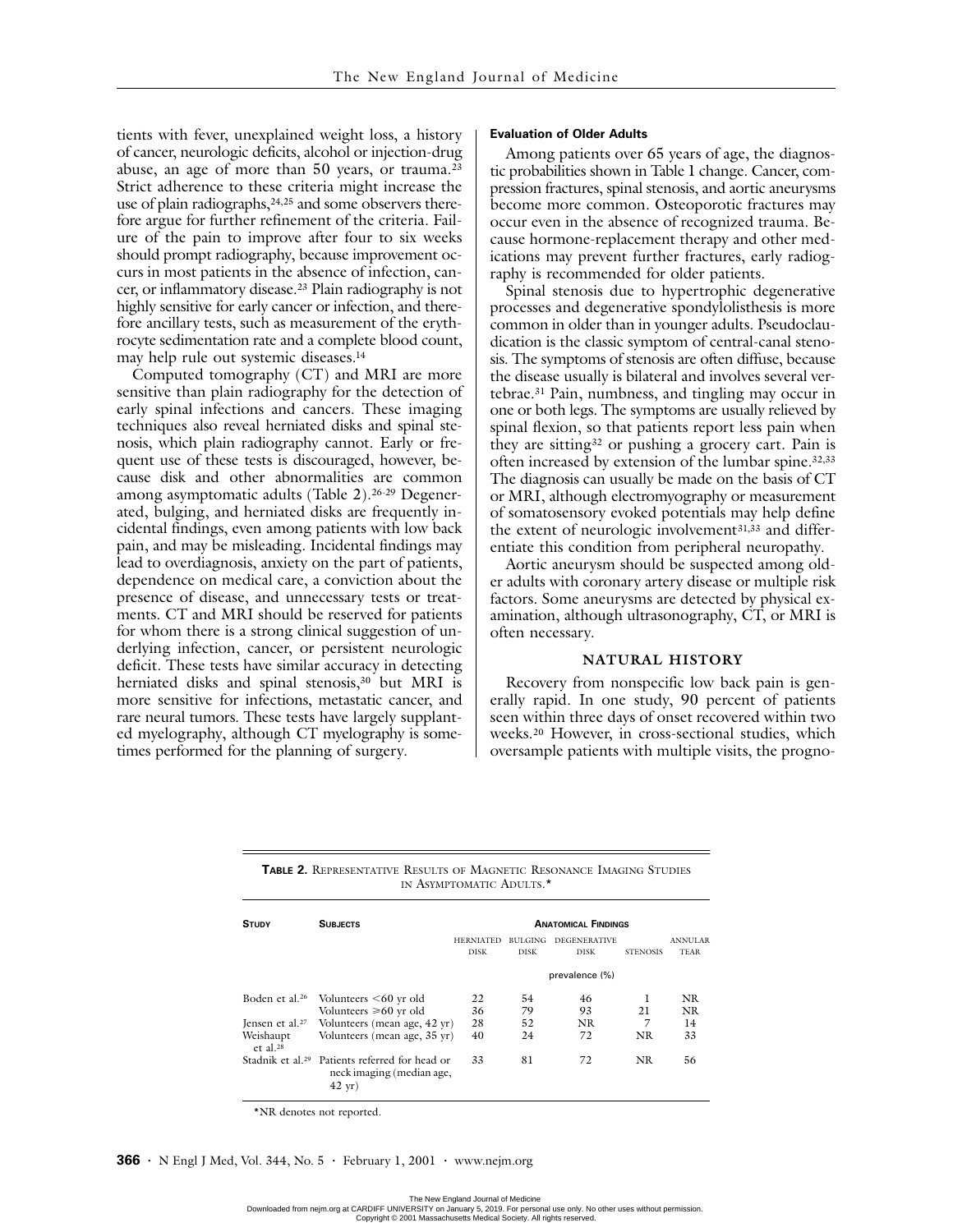tients with fever, unexplained weight loss, a history of cancer, neurologic deficits, alcohol or injection-drug abuse, an age of more than 50 years, or trauma.[23] Strict adherence to these criteria might increase the use of plain radiographs,[24,25] and some observers therefore argue for further refinement of the criteria. Failure of the pain to improve after four to six weeks should prompt radiography, because improvement occurs in most patients in the absence of infection, cancer, or inflammatory disease.[23] Plain radiography is not highly sensitive for early cancer or infection, and therefore ancillary tests, such as measurement of the erythrocyte sedimentation rate and a complete blood count, may help rule out systemic diseases.[14]

Computed tomography (CT) and MRI are more sensitive than plain radiography for the detection of early spinal infections and cancers. These imaging techniques also reveal herniated disks and spinal stenosis, which plain radiography cannot. Early or frequent use of these tests is discouraged, however, because disk and other abnormalities are common among asymptomatic adults (Table 2).[26-29] Degenerated, bulging, and herniated disks are frequently incidental findings, even among patients with low back pain, and may be misleading. Incidental findings may lead to overdiagnosis, anxiety on the part of patients, dependence on medical care, a conviction about the presence of disease, and unnecessary tests or treatments. CT and MRI should be reserved for patients for whom there is a strong clinical suggestion of underlying infection, cancer, or persistent neurologic deficit. These tests have similar accuracy in detecting herniated disks and spinal stenosis,[30] but MRI is more sensitive for infections, metastatic cancer, and rare neural tumors. These tests have largely supplanted myelography, although CT myelography is sometimes performed for the planning of surgery.

#### Evaluation of Older Adults

Among patients over 65 years of age, the diagnostic probabilities shown in Table 1 change. Cancer, compression fractures, spinal stenosis, and aortic aneurysms become more common. Osteoporotic fractures may occur even in the absence of recognized trauma. Because hormone-replacement therapy and other medications may prevent further fractures, early radiography is recommended for older patients.

Spinal stenosis due to hypertrophic degenerative processes and degenerative spondylolisthesis is more common in older than in younger adults. Pseudoclaudication is the classic symptom of central-canal stenosis. The symptoms of stenosis are often diffuse, because the disease usually is bilateral and involves several vertebrae.[31] Pain, numbness, and tingling may occur in one or both legs. The symptoms are usually relieved by spinal flexion, so that patients report less pain when they are sitting[32] or pushing a grocery cart. Pain is often increased by extension of the lumbar spine.[32,33] The diagnosis can usually be made on the basis of CT or MRI, although electromyography or measurement of somatosensory evoked potentials may help define the extent of neurologic involvement[31,33] and differentiate this condition from peripheral neuropathy.

Aortic aneurysm should be suspected among older adults with coronary artery disease or multiple risk factors. Some aneurysms are detected by physical examination, although ultrasonography, CT, or MRI is often necessary.

### NATURAL HISTORY

Recovery from nonspecific low back pain is generally rapid. In one study, 90 percent of patients seen within three days of onset recovered within two weeks.[20] However, in cross-sectional studies, which oversample patients with multiple visits, the progno-

**TABLE 2.** Representative Results of Magnetic Resonance Imaging Studies in Asymptomatic Adults.*

| Study | Subjects | Anatomical Findings | | | | |
|---|---|---|---|---|---|---|
| | | Herniated Disk | Bulging Disk | Degenerative Disk | Stenosis | Annular Tear |
| | | prevalence (%) | | | | |
| Boden et al.[26] | Volunteers <60 yr old | 22 | 54 | 46 | 1 | NR |
| | Volunteers ≥60 yr old | 36 | 79 | 93 | 21 | NR |
| Jensen et al.[27] | Volunteers (mean age, 42 yr) | 28 | 52 | NR | 7 | 14 |
| Weishaupt et al.[28] | Volunteers (mean age, 35 yr) | 40 | 24 | 72 | NR | 33 |
| Stadnik et al.[29] | Patients referred for head or neck imaging (median age, 42 yr) | 33 | 81 | 72 | NR | 56 |

*NR denotes not reported.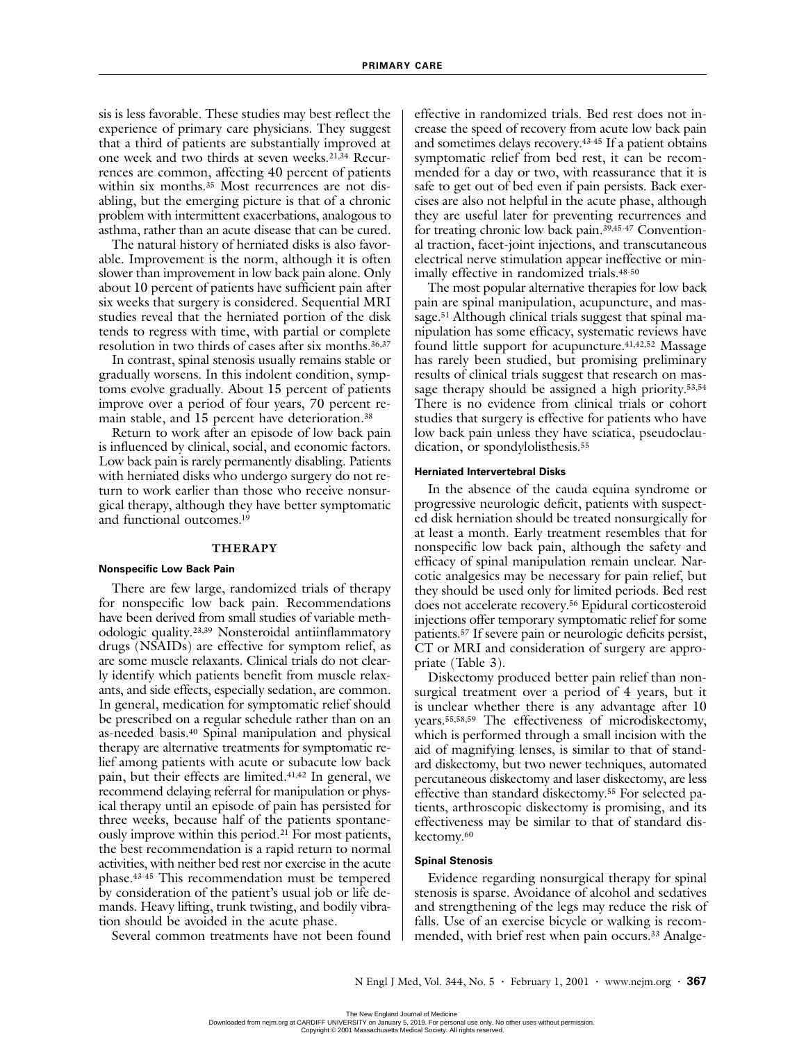sis is less favorable. These studies may best reflect the experience of primary care physicians. They suggest that a third of patients are substantially improved at one week and two thirds at seven weeks.[21,34] Recurrences are common, affecting 40 percent of patients within six months.[35] Most recurrences are not disabling, but the emerging picture is that of a chronic problem with intermittent exacerbations, analogous to asthma, rather than an acute disease that can be cured.

The natural history of herniated disks is also favorable. Improvement is the norm, although it is often slower than improvement in low back pain alone. Only about 10 percent of patients have sufficient pain after six weeks that surgery is considered. Sequential MRI studies reveal that the herniated portion of the disk tends to regress with time, with partial or complete resolution in two thirds of cases after six months.[36,37]

In contrast, spinal stenosis usually remains stable or gradually worsens. In this indolent condition, symptoms evolve gradually. About 15 percent of patients improve over a period of four years, 70 percent remain stable, and 15 percent have deterioration.[38]

Return to work after an episode of low back pain is influenced by clinical, social, and economic factors. Low back pain is rarely permanently disabling. Patients with herniated disks who undergo surgery do not return to work earlier than those who receive nonsurgical therapy, although they have better symptomatic and functional outcomes.[19]

## THERAPY

### Nonspecific Low Back Pain

There are few large, randomized trials of therapy for nonspecific low back pain. Recommendations have been derived from small studies of variable methodologic quality.[23,39] Nonsteroidal antiinflammatory drugs (NSAIDs) are effective for symptom relief, as are some muscle relaxants. Clinical trials do not clearly identify which patients benefit from muscle relaxants, and side effects, especially sedation, are common. In general, medication for symptomatic relief should be prescribed on a regular schedule rather than on an as-needed basis.[40] Spinal manipulation and physical therapy are alternative treatments for symptomatic relief among patients with acute or subacute low back pain, but their effects are limited.[41,42] In general, we recommend delaying referral for manipulation or physical therapy until an episode of pain has persisted for three weeks, because half of the patients spontaneously improve within this period.[21] For most patients, the best recommendation is a rapid return to normal activities, with neither bed rest nor exercise in the acute phase.[43-45] This recommendation must be tempered by consideration of the patient's usual job or life demands. Heavy lifting, trunk twisting, and bodily vibration should be avoided in the acute phase.

Several common treatments have not been found effective in randomized trials. Bed rest does not increase the speed of recovery from acute low back pain and sometimes delays recovery.[43-45] If a patient obtains symptomatic relief from bed rest, it can be recommended for a day or two, with reassurance that it is safe to get out of bed even if pain persists. Back exercises are also not helpful in the acute phase, although they are useful later for preventing recurrences and for treating chronic low back pain.[39,45-47] Conventional traction, facet-joint injections, and transcutaneous electrical nerve stimulation appear ineffective or minimally effective in randomized trials.[48-50]

The most popular alternative therapies for low back pain are spinal manipulation, acupuncture, and massage.[51] Although clinical trials suggest that spinal manipulation has some efficacy, systematic reviews have found little support for acupuncture.[41,42,52] Massage has rarely been studied, but promising preliminary results of clinical trials suggest that research on massage therapy should be assigned a high priority.[53,54] There is no evidence from clinical trials or cohort studies that surgery is effective for patients who have low back pain unless they have sciatica, pseudoclaudication, or spondylolisthesis.[55]

### Herniated Intervertebral Disks

In the absence of the cauda equina syndrome or progressive neurologic deficit, patients with suspected disk herniation should be treated nonsurgically for at least a month. Early treatment resembles that for nonspecific low back pain, although the safety and efficacy of spinal manipulation remain unclear. Narcotic analgesics may be necessary for pain relief, but they should be used only for limited periods. Bed rest does not accelerate recovery.[56] Epidural corticosteroid injections offer temporary symptomatic relief for some patients.[57] If severe pain or neurologic deficits persist, CT or MRI and consideration of surgery are appropriate (Table 3).

Diskectomy produced better pain relief than nonsurgical treatment over a period of 4 years, but it is unclear whether there is any advantage after 10 years.[55,58,59] The effectiveness of microdiskectomy, which is performed through a small incision with the aid of magnifying lenses, is similar to that of standard diskectomy, but two newer techniques, automated percutaneous diskectomy and laser diskectomy, are less effective than standard diskectomy.[55] For selected patients, arthroscopic diskectomy is promising, and its effectiveness may be similar to that of standard diskectomy.[60]

### Spinal Stenosis

Evidence regarding nonsurgical therapy for spinal stenosis is sparse. Avoidance of alcohol and sedatives and strengthening of the legs may reduce the risk of falls. Use of an exercise bicycle or walking is recommended, with brief rest when pain occurs.[33] Analge-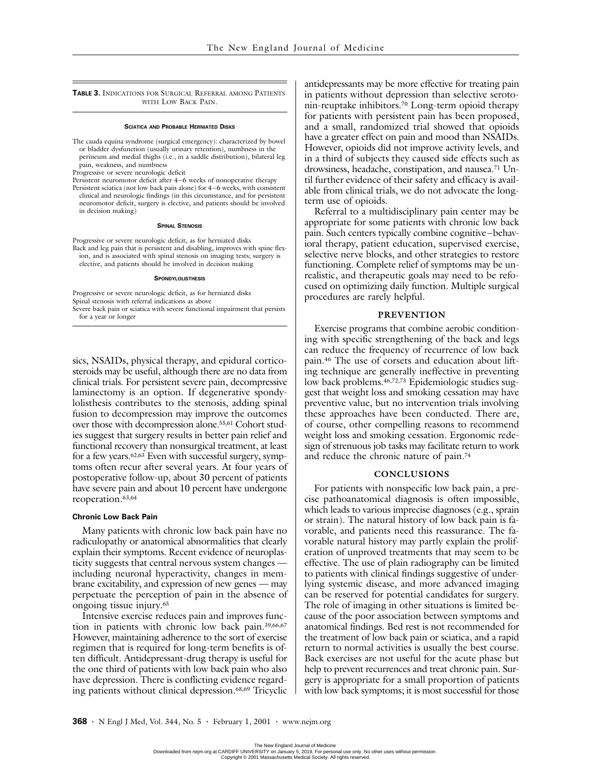**TABLE 3.** INDICATIONS FOR SURGICAL REFERRAL AMONG PATIENTS WITH LOW BACK PAIN.

**SCIATICA AND PROBABLE HERNIATED DISKS**

The cauda equina syndrome (surgical emergency): characterized by bowel or bladder dysfunction (usually urinary retention), numbness in the perineum and medial thighs (i.e., in a saddle distribution), bilateral leg pain, weakness, and numbness

Progressive or severe neurologic deficit

Persistent neuromotor deficit after 4–6 weeks of nonoperative therapy

Persistent sciatica (not low back pain alone) for 4–6 weeks, with consistent clinical and neurologic findings (in this circumstance, and for persistent neuromotor deficit, surgery is elective, and patients should be involved in decision making)

**SPINAL STENOSIS**

Progressive or severe neurologic deficit, as for herniated disks

Back and leg pain that is persistent and disabling, improves with spine flexion, and is associated with spinal stenosis on imaging tests; surgery is elective, and patients should be involved in decision making

**SPONDYLOLISTHESIS**

Progressive or severe neurologic deficit, as for herniated disks

Spinal stenosis with referral indications as above

Severe back pain or sciatica with severe functional impairment that persists for a year or longer

sics, NSAIDs, physical therapy, and epidural corticosteroids may be useful, although there are no data from clinical trials. For persistent severe pain, decompressive laminectomy is an option. If degenerative spondylolisthesis contributes to the stenosis, adding spinal fusion to decompression may improve the outcomes over those with decompression alone.[55,61] Cohort studies suggest that surgery results in better pain relief and functional recovery than nonsurgical treatment, at least for a few years.[62,63] Even with successful surgery, symptoms often recur after several years. At four years of postoperative follow-up, about 30 percent of patients have severe pain and about 10 percent have undergone reoperation.[63,64]

### Chronic Low Back Pain

Many patients with chronic low back pain have no radiculopathy or anatomical abnormalities that clearly explain their symptoms. Recent evidence of neuroplasticity suggests that central nervous system changes — including neuronal hyperactivity, changes in membrane excitability, and expression of new genes — may perpetuate the perception of pain in the absence of ongoing tissue injury.[65]

Intensive exercise reduces pain and improves function in patients with chronic low back pain.[39,66,67] However, maintaining adherence to the sort of exercise regimen that is required for long-term benefits is often difficult. Antidepressant-drug therapy is useful for the one third of patients with low back pain who also have depression. There is conflicting evidence regarding patients without clinical depression.[68,69] Tricyclic antidepressants may be more effective for treating pain in patients without depression than selective serotonin-reuptake inhibitors.[70] Long-term opioid therapy for patients with persistent pain has been proposed, and a small, randomized trial showed that opioids have a greater effect on pain and mood than NSAIDs. However, opioids did not improve activity levels, and in a third of subjects they caused side effects such as drowsiness, headache, constipation, and nausea.[71] Until further evidence of their safety and efficacy is available from clinical trials, we do not advocate the long-term use of opioids.

Referral to a multidisciplinary pain center may be appropriate for some patients with chronic low back pain. Such centers typically combine cognitive–behavioral therapy, patient education, supervised exercise, selective nerve blocks, and other strategies to restore functioning. Complete relief of symptoms may be unrealistic, and therapeutic goals may need to be refocused on optimizing daily function. Multiple surgical procedures are rarely helpful.

## PREVENTION

Exercise programs that combine aerobic conditioning with specific strengthening of the back and legs can reduce the frequency of recurrence of low back pain.[46] The use of corsets and education about lifting technique are generally ineffective in preventing low back problems.[46,72,73] Epidemiologic studies suggest that weight loss and smoking cessation may have preventive value, but no intervention trials involving these approaches have been conducted. There are, of course, other compelling reasons to recommend weight loss and smoking cessation. Ergonomic redesign of strenuous job tasks may facilitate return to work and reduce the chronic nature of pain.[74]

## CONCLUSIONS

For patients with nonspecific low back pain, a precise pathoanatomical diagnosis is often impossible, which leads to various imprecise diagnoses (e.g., sprain or strain). The natural history of low back pain is favorable, and patients need this reassurance. The favorable natural history may partly explain the proliferation of unproved treatments that may seem to be effective. The use of plain radiography can be limited to patients with clinical findings suggestive of underlying systemic disease, and more advanced imaging can be reserved for potential candidates for surgery. The role of imaging in other situations is limited because of the poor association between symptoms and anatomical findings. Bed rest is not recommended for the treatment of low back pain or sciatica, and a rapid return to normal activities is usually the best course. Back exercises are not useful for the acute phase but help to prevent recurrences and treat chronic pain. Surgery is appropriate for a small proportion of patients with low back symptoms; it is most successful for those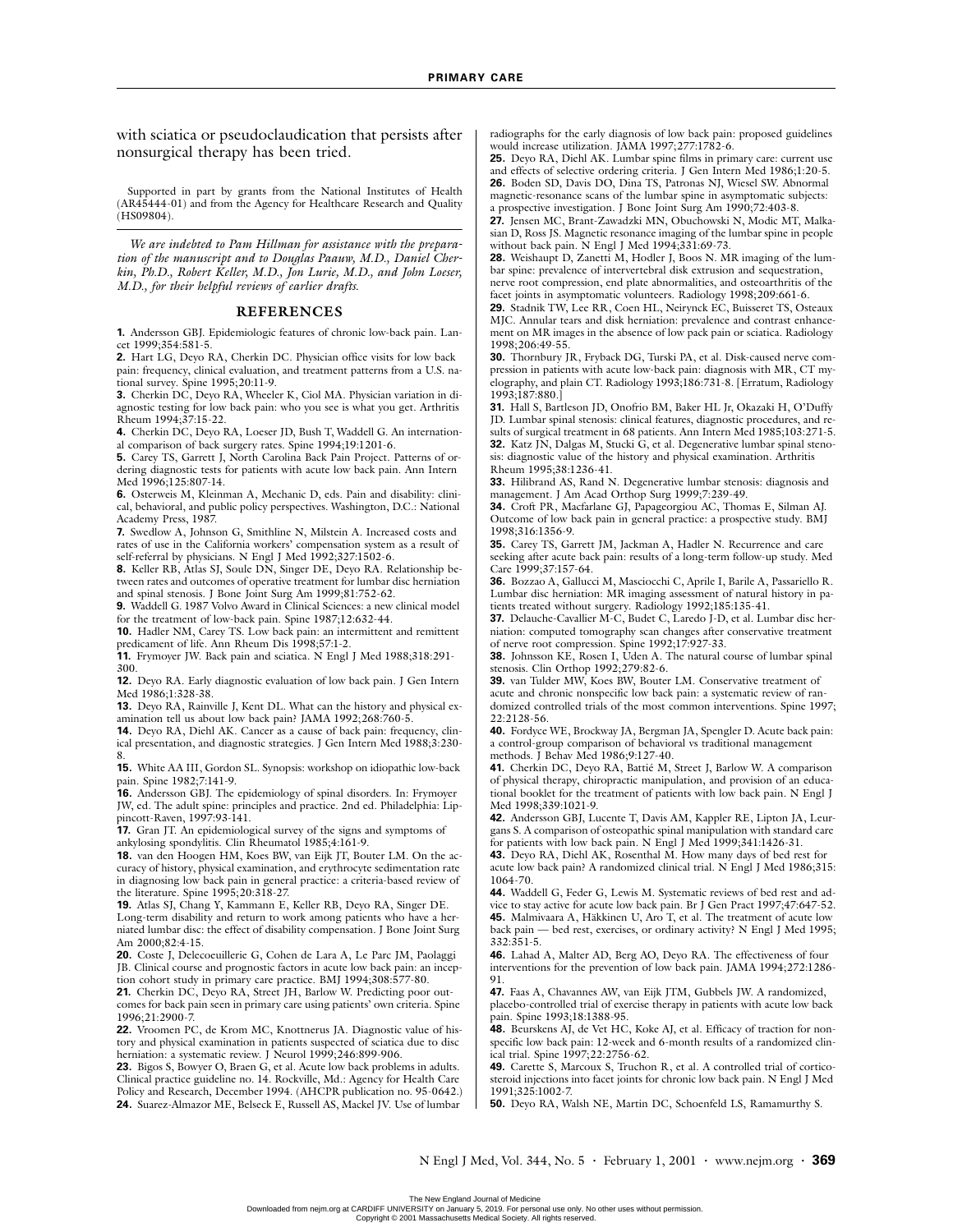with sciatica or pseudoclaudication that persists after nonsurgical therapy has been tried.

Supported in part by grants from the National Institutes of Health (AR45444-01) and from the Agency for Healthcare Research and Quality (HS09804).

*We are indebted to Pam Hillman for assistance with the preparation of the manuscript and to Douglas Paauw, M.D., Daniel Cherkin, Ph.D., Robert Keller, M.D., Jon Lurie, M.D., and John Loeser, M.D., for their helpful reviews of earlier drafts.*

## REFERENCES

**1.** Andersson GBJ. Epidemiologic features of chronic low-back pain. Lancet 1999;354:581-5.

**2.** Hart LG, Deyo RA, Cherkin DC. Physician office visits for low back pain: frequency, clinical evaluation, and treatment patterns from a U.S. national survey. Spine 1995;20:11-9.

**3.** Cherkin DC, Deyo RA, Wheeler K, Ciol MA. Physician variation in diagnostic testing for low back pain: who you see is what you get. Arthritis Rheum 1994;37:15-22.

**4.** Cherkin DC, Deyo RA, Loeser JD, Bush T, Waddell G. An international comparison of back surgery rates. Spine 1994;19:1201-6.

**5.** Carey TS, Garrett J, North Carolina Back Pain Project. Patterns of ordering diagnostic tests for patients with acute low back pain. Ann Intern Med 1996;125:807-14.

**6.** Osterweis M, Kleinman A, Mechanic D, eds. Pain and disability: clinical, behavioral, and public policy perspectives. Washington, D.C.: National Academy Press, 1987.

**7.** Swedlow A, Johnson G, Smithline N, Milstein A. Increased costs and rates of use in the California workers' compensation system as a result of self-referral by physicians. N Engl J Med 1992;327:1502-6.

**8.** Keller RB, Atlas SJ, Soule DN, Singer DE, Deyo RA. Relationship between rates and outcomes of operative treatment for lumbar disc herniation and spinal stenosis. J Bone Joint Surg Am 1999;81:752-62.

**9.** Waddell G. 1987 Volvo Award in Clinical Sciences: a new clinical model for the treatment of low-back pain. Spine 1987;12:632-44.

**10.** Hadler NM, Carey TS. Low back pain: an intermittent and remittent predicament of life. Ann Rheum Dis 1998;57:1-2.

**11.** Frymoyer JW. Back pain and sciatica. N Engl J Med 1988;318:291-300.

**12.** Deyo RA. Early diagnostic evaluation of low back pain. J Gen Intern Med 1986;1:328-38.

**13.** Deyo RA, Rainville J, Kent DL. What can the history and physical examination tell us about low back pain? JAMA 1992;268:760-5.

**14.** Deyo RA, Diehl AK. Cancer as a cause of back pain: frequency, clinical presentation, and diagnostic strategies. J Gen Intern Med 1988;3:230-8.

**15.** White AA III, Gordon SL. Synopsis: workshop on idiopathic low-back pain. Spine 1982;7:141-9.

**16.** Andersson GBJ. The epidemiology of spinal disorders. In: Frymoyer JW, ed. The adult spine: principles and practice. 2nd ed. Philadelphia: Lippincott-Raven, 1997:93-141.

**17.** Gran JT. An epidemiological survey of the signs and symptoms of ankylosing spondylitis. Clin Rheumatol 1985;4:161-9.

**18.** van den Hoogen HM, Koes BW, van Eijk JT, Bouter LM. On the accuracy of history, physical examination, and erythrocyte sedimentation rate in diagnosing low back pain in general practice: a criteria-based review of the literature. Spine 1995;20:318-27.

**19.** Atlas SJ, Chang Y, Kammann E, Keller RB, Deyo RA, Singer DE. Long-term disability and return to work among patients who have a herniated lumbar disc: the effect of disability compensation. J Bone Joint Surg Am 2000;82:4-15.

**20.** Coste J, Delecoeuillerie G, Cohen de Lara A, Le Parc JM, Paolaggi JB. Clinical course and prognostic factors in acute low back pain: an inception cohort study in primary care practice. BMJ 1994;308:577-80.

**21.** Cherkin DC, Deyo RA, Street JH, Barlow W. Predicting poor outcomes for back pain seen in primary care using patients' own criteria. Spine 1996;21:2900-7.

**22.** Vroomen PC, de Krom MC, Knottnerus JA. Diagnostic value of history and physical examination in patients suspected of sciatica due to disc herniation: a systematic review. J Neurol 1999;246:899-906.

**23.** Bigos S, Bowyer O, Braen G, et al. Acute low back problems in adults. Clinical practice guideline no. 14. Rockville, Md.: Agency for Health Care Policy and Research, December 1994. (AHCPR publication no. 95-0642.)

**24.** Suarez-Almazor ME, Belseck E, Russell AS, Mackel JV. Use of lumbar radiographs for the early diagnosis of low back pain: proposed guidelines would increase utilization. JAMA 1997;277:1782-6.

**25.** Deyo RA, Diehl AK. Lumbar spine films in primary care: current use and effects of selective ordering criteria. J Gen Intern Med 1986;1:20-5.

**26.** Boden SD, Davis DO, Dina TS, Patronas NJ, Wiesel SW. Abnormal magnetic-resonance scans of the lumbar spine in asymptomatic subjects: a prospective investigation. J Bone Joint Surg Am 1990;72:403-8.

**27.** Jensen MC, Brant-Zawadzki MN, Obuchowski N, Modic MT, Malkasian D, Ross JS. Magnetic resonance imaging of the lumbar spine in people without back pain. N Engl J Med 1994;331:69-73.

**28.** Weishaupt D, Zanetti M, Hodler J, Boos N. MR imaging of the lumbar spine: prevalence of intervertebral disk extrusion and sequestration, nerve root compression, end plate abnormalities, and osteoarthritis of the facet joints in asymptomatic volunteers. Radiology 1998;209:661-6.

**29.** Stadnik TW, Lee RR, Coen HL, Neirynck EC, Buisseret TS, Osteaux MJC. Annular tears and disk herniation: prevalence and contrast enhancement on MR images in the absence of low pack pain or sciatica. Radiology 1998;206:49-55.

**30.** Thornbury JR, Fryback DG, Turski PA, et al. Disk-caused nerve compression in patients with acute low-back pain: diagnosis with MR, CT myelography, and plain CT. Radiology 1993;186:731-8. [Erratum, Radiology 1993;187:880.]

**31.** Hall S, Bartleson JD, Onofrio BM, Baker HL Jr, Okazaki H, O'Duffy JD. Lumbar spinal stenosis: clinical features, diagnostic procedures, and results of surgical treatment in 68 patients. Ann Intern Med 1985;103:271-5.

**32.** Katz JN, Dalgas M, Stucki G, et al. Degenerative lumbar spinal stenosis: diagnostic value of the history and physical examination. Arthritis Rheum 1995;38:1236-41.

**33.** Hilibrand AS, Rand N. Degenerative lumbar stenosis: diagnosis and management. J Am Acad Orthop Surg 1999;7:239-49.

**34.** Croft PR, Macfarlane GJ, Papageorgiou AC, Thomas E, Silman AJ. Outcome of low back pain in general practice: a prospective study. BMJ 1998;316:1356-9.

**35.** Carey TS, Garrett JM, Jackman A, Hadler N. Recurrence and care seeking after acute back pain: results of a long-term follow-up study. Med Care 1999;37:157-64.

**36.** Bozzao A, Gallucci M, Masciocchi C, Aprile I, Barile A, Passariello R. Lumbar disc herniation: MR imaging assessment of natural history in patients treated without surgery. Radiology 1992;185:135-41.

**37.** Delauche-Cavallier M-C, Budet C, Laredo J-D, et al. Lumbar disc herniation: computed tomography scan changes after conservative treatment of nerve root compression. Spine 1992;17:927-33.

**38.** Johnsson KE, Rosen I, Uden A. The natural course of lumbar spinal stenosis. Clin Orthop 1992;279:82-6.

**39.** van Tulder MW, Koes BW, Bouter LM. Conservative treatment of acute and chronic nonspecific low back pain: a systematic review of randomized controlled trials of the most common interventions. Spine 1997;22:2128-56.

**40.** Fordyce WE, Brockway JA, Bergman JA, Spengler D. Acute back pain: a control-group comparison of behavioral vs traditional management methods. J Behav Med 1986;9:127-40.

**41.** Cherkin DC, Deyo RA, Battié M, Street J, Barlow W. A comparison of physical therapy, chiropractic manipulation, and provision of an educational booklet for the treatment of patients with low back pain. N Engl J Med 1998;339:1021-9.

**42.** Andersson GBJ, Lucente T, Davis AM, Kappler RE, Lipton JA, Leurgans S. A comparison of osteopathic spinal manipulation with standard care for patients with low back pain. N Engl J Med 1999;341:1426-31.

**43.** Deyo RA, Diehl AK, Rosenthal M. How many days of bed rest for acute low back pain? A randomized clinical trial. N Engl J Med 1986;315:1064-70.

**44.** Waddell G, Feder G, Lewis M. Systematic reviews of bed rest and advice to stay active for acute low back pain. Br J Gen Pract 1997;47:647-52.

**45.** Malmivaara A, Häkkinen U, Aro T, et al. The treatment of acute low back pain — bed rest, exercises, or ordinary activity? N Engl J Med 1995;332:351-5.

**46.** Lahad A, Malter AD, Berg AO, Deyo RA. The effectiveness of four interventions for the prevention of low back pain. JAMA 1994;272:1286-91.

**47.** Faas A, Chavannes AW, van Eijk JTM, Gubbels JW. A randomized, placebo-controlled trial of exercise therapy in patients with acute low back pain. Spine 1993;18:1388-95.

**48.** Beurskens AJ, de Vet HC, Koke AJ, et al. Efficacy of traction for nonspecific low back pain: 12-week and 6-month results of a randomized clinical trial. Spine 1997;22:2756-62.

**49.** Carette S, Marcoux S, Truchon R, et al. A controlled trial of corticosteroid injections into facet joints for chronic low back pain. N Engl J Med 1991;325:1002-7.

**50.** Deyo RA, Walsh NE, Martin DC, Schoenfeld LS, Ramamurthy S.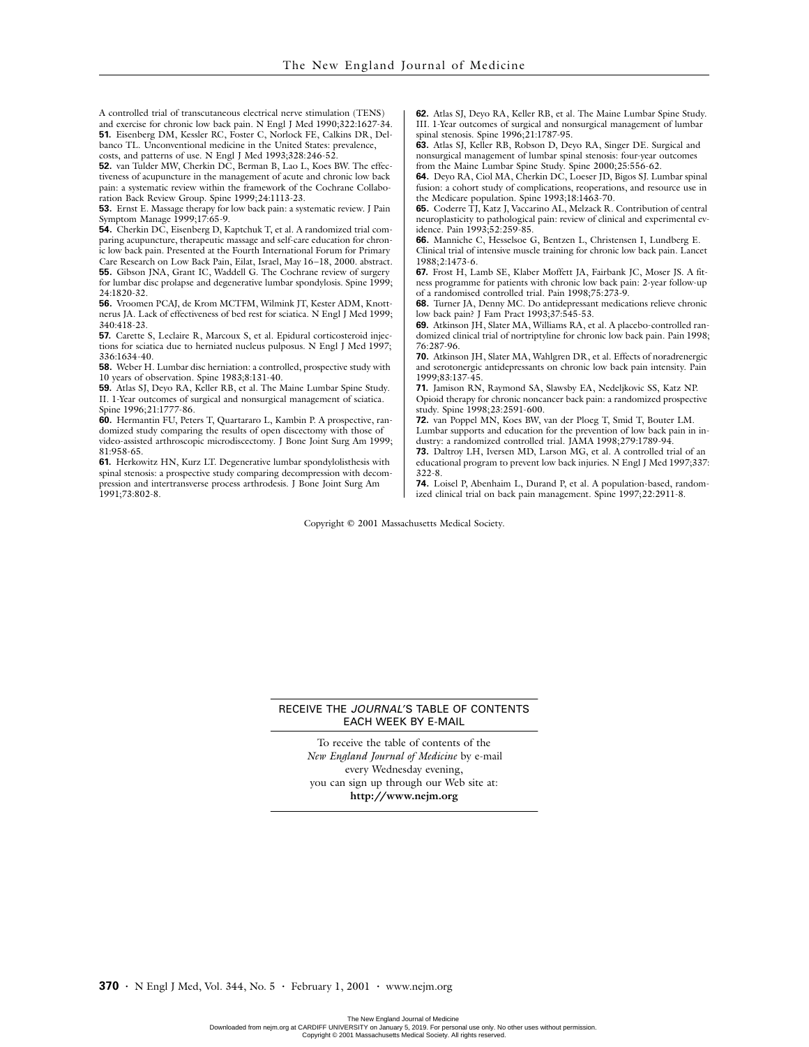A controlled trial of transcutaneous electrical nerve stimulation (TENS) and exercise for chronic low back pain. N Engl J Med 1990;322:1627-34.

**51.** Eisenberg DM, Kessler RC, Foster C, Norlock FE, Calkins DR, Delbanco TL. Unconventional medicine in the United States: prevalence, costs, and patterns of use. N Engl J Med 1993;328:246-52.

**52.** van Tulder MW, Cherkin DC, Berman B, Lao L, Koes BW. The effectiveness of acupuncture in the management of acute and chronic low back pain: a systematic review within the framework of the Cochrane Collaboration Back Review Group. Spine 1999;24:1113-23.

**53.** Ernst E. Massage therapy for low back pain: a systematic review. J Pain Symptom Manage 1999;17:65-9.

**54.** Cherkin DC, Eisenberg D, Kaptchuk T, et al. A randomized trial comparing acupuncture, therapeutic massage and self-care education for chronic low back pain. Presented at the Fourth International Forum for Primary Care Research on Low Back Pain, Eilat, Israel, May 16–18, 2000. abstract.

**55.** Gibson JNA, Grant IC, Waddell G. The Cochrane review of surgery for lumbar disc prolapse and degenerative lumbar spondylosis. Spine 1999; 24:1820-32.

**56.** Vroomen PCAJ, de Krom MCTFM, Wilmink JT, Kester ADM, Knottnerus JA. Lack of effectiveness of bed rest for sciatica. N Engl J Med 1999; 340:418-23.

**57.** Carette S, Leclaire R, Marcoux S, et al. Epidural corticosteroid injections for sciatica due to herniated nucleus pulposus. N Engl J Med 1997; 336:1634-40.

**58.** Weber H. Lumbar disc herniation: a controlled, prospective study with 10 years of observation. Spine 1983;8:131-40.

**59.** Atlas SJ, Deyo RA, Keller RB, et al. The Maine Lumbar Spine Study. II. 1-Year outcomes of surgical and nonsurgical management of sciatica. Spine 1996;21:1777-86.

**60.** Hermantin FU, Peters T, Quartararo L, Kambin P. A prospective, randomized study comparing the results of open discectomy with those of video-assisted arthroscopic microdiscectomy. J Bone Joint Surg Am 1999; 81:958-65.

**61.** Herkowitz HN, Kurz LT. Degenerative lumbar spondylolisthesis with spinal stenosis: a prospective study comparing decompression with decompression and intertransverse process arthrodesis. J Bone Joint Surg Am 1991;73:802-8.

**62.** Atlas SJ, Deyo RA, Keller RB, et al. The Maine Lumbar Spine Study. III. 1-Year outcomes of surgical and nonsurgical management of lumbar spinal stenosis. Spine 1996;21:1787-95.

**63.** Atlas SJ, Keller RB, Robson D, Deyo RA, Singer DE. Surgical and nonsurgical management of lumbar spinal stenosis: four-year outcomes from the Maine Lumbar Spine Study. Spine 2000;25:556-62.

**64.** Deyo RA, Ciol MA, Cherkin DC, Loeser JD, Bigos SJ. Lumbar spinal fusion: a cohort study of complications, reoperations, and resource use in the Medicare population. Spine 1993;18:1463-70.

**65.** Coderre TJ, Katz J, Vaccarino AL, Melzack R. Contribution of central neuroplasticity to pathological pain: review of clinical and experimental evidence. Pain 1993;52:259-85.

**66.** Manniche C, Hesselsoe G, Bentzen L, Christensen I, Lundberg E. Clinical trial of intensive muscle training for chronic low back pain. Lancet 1988;2:1473-6.

**67.** Frost H, Lamb SE, Klaber Moffett JA, Fairbank JC, Moser JS. A fitness programme for patients with chronic low back pain: 2-year follow-up of a randomised controlled trial. Pain 1998;75:273-9.

**68.** Turner JA, Denny MC. Do antidepressant medications relieve chronic low back pain? J Fam Pract 1993;37:545-53.

**69.** Atkinson JH, Slater MA, Williams RA, et al. A placebo-controlled randomized clinical trial of nortriptyline for chronic low back pain. Pain 1998; 76:287-96.

**70.** Atkinson JH, Slater MA, Wahlgren DR, et al. Effects of noradrenergic and serotonergic antidepressants on chronic low back pain intensity. Pain 1999;83:137-45.

**71.** Jamison RN, Raymond SA, Slawsby EA, Nedeljkovic SS, Katz NP. Opioid therapy for chronic noncancer back pain: a randomized prospective study. Spine 1998;23:2591-600.

**72.** van Poppel MN, Koes BW, van der Ploeg T, Smid T, Bouter LM. Lumbar supports and education for the prevention of low back pain in industry: a randomized controlled trial. JAMA 1998;279:1789-94.

**73.** Daltroy LH, Iversen MD, Larson MG, et al. A controlled trial of an educational program to prevent low back injuries. N Engl J Med 1997;337: 322-8.

**74.** Loisel P, Abenhaim L, Durand P, et al. A population-based, randomized clinical trial on back pain management. Spine 1997;22:2911-8.

Copyright © 2001 Massachusetts Medical Society.

RECEIVE THE *JOURNAL*'S TABLE OF CONTENTS EACH WEEK BY E-MAIL

To receive the table of contents of the *New England Journal of Medicine* by e-mail every Wednesday evening, you can sign up through our Web site at: **http://www.nejm.org**